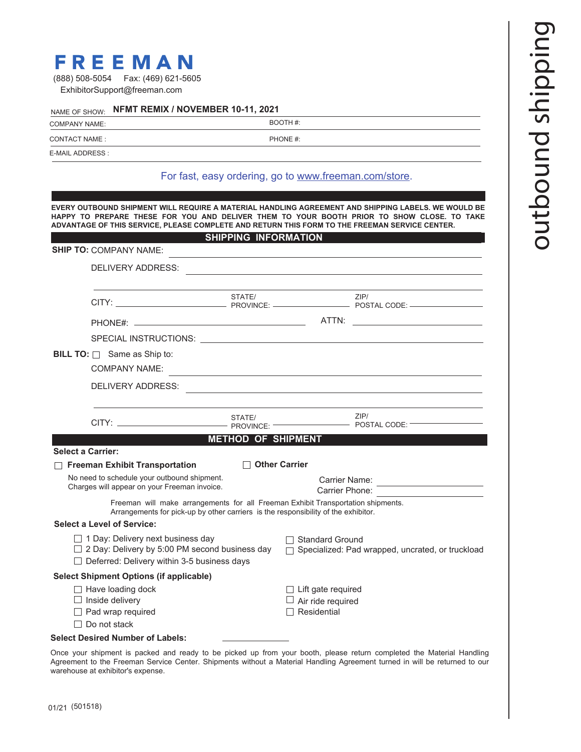# FREEMAN

(888) 508-5054 Fax: (469) 621-5605
ExhibitorSupport@freeman.com

outbound shipping

NAME OF SHOW: **NFMT REMIX / NOVEMBER 10-11, 2021**

COMPANY NAME: BOOTH #:

CONTACT NAME : PHONE #:

E-MAIL ADDRESS :

For fast, easy ordering, go to www.freeman.com/store.

**EVERY OUTBOUND SHIPMENT WILL REQUIRE A MATERIAL HANDLING AGREEMENT AND SHIPPING LABELS. WE WOULD BE HAPPY TO PREPARE THESE FOR YOU AND DELIVER THEM TO YOUR BOOTH PRIOR TO SHOW CLOSE. TO TAKE ADVANTAGE OF THIS SERVICE, PLEASE COMPLETE AND RETURN THIS FORM TO THE FREEMAN SERVICE CENTER.**

## SHIPPING INFORMATION

**SHIP TO:** COMPANY NAME:

DELIVERY ADDRESS:

CITY: STATE/ PROVINCE: ZIP/ POSTAL CODE:

PHONE#: ATTN:

SPECIAL INSTRUCTIONS:

**BILL TO:** ☐ Same as Ship to:

COMPANY NAME:

DELIVERY ADDRESS:

CITY: STATE/ PROVINCE: ZIP/ POSTAL CODE:

## METHOD OF SHIPMENT

**Select a Carrier:**

☐ **Freeman Exhibit Transportation**

No need to schedule your outbound shipment.
Charges will appear on your Freeman invoice.

☐ **Other Carrier**

Carrier Name:
Carrier Phone:

Freeman will make arrangements for all Freeman Exhibit Transportation shipments.
Arrangements for pick-up by other carriers is the responsibility of the exhibitor.

**Select a Level of Service:**

☐ 1 Day: Delivery next business day
☐ 2 Day: Delivery by 5:00 PM second business day
☐ Deferred: Delivery within 3-5 business days
☐ Standard Ground
☐ Specialized: Pad wrapped, uncrated, or truckload

**Select Shipment Options (if applicable)**

☐ Have loading dock
☐ Inside delivery
☐ Pad wrap required
☐ Do not stack
☐ Lift gate required
☐ Air ride required
☐ Residential

**Select Desired Number of Labels:**

Once your shipment is packed and ready to be picked up from your booth, please return completed the Material Handling Agreement to the Freeman Service Center. Shipments without a Material Handling Agreement turned in will be returned to our warehouse at exhibitor's expense.

01/21 (501518)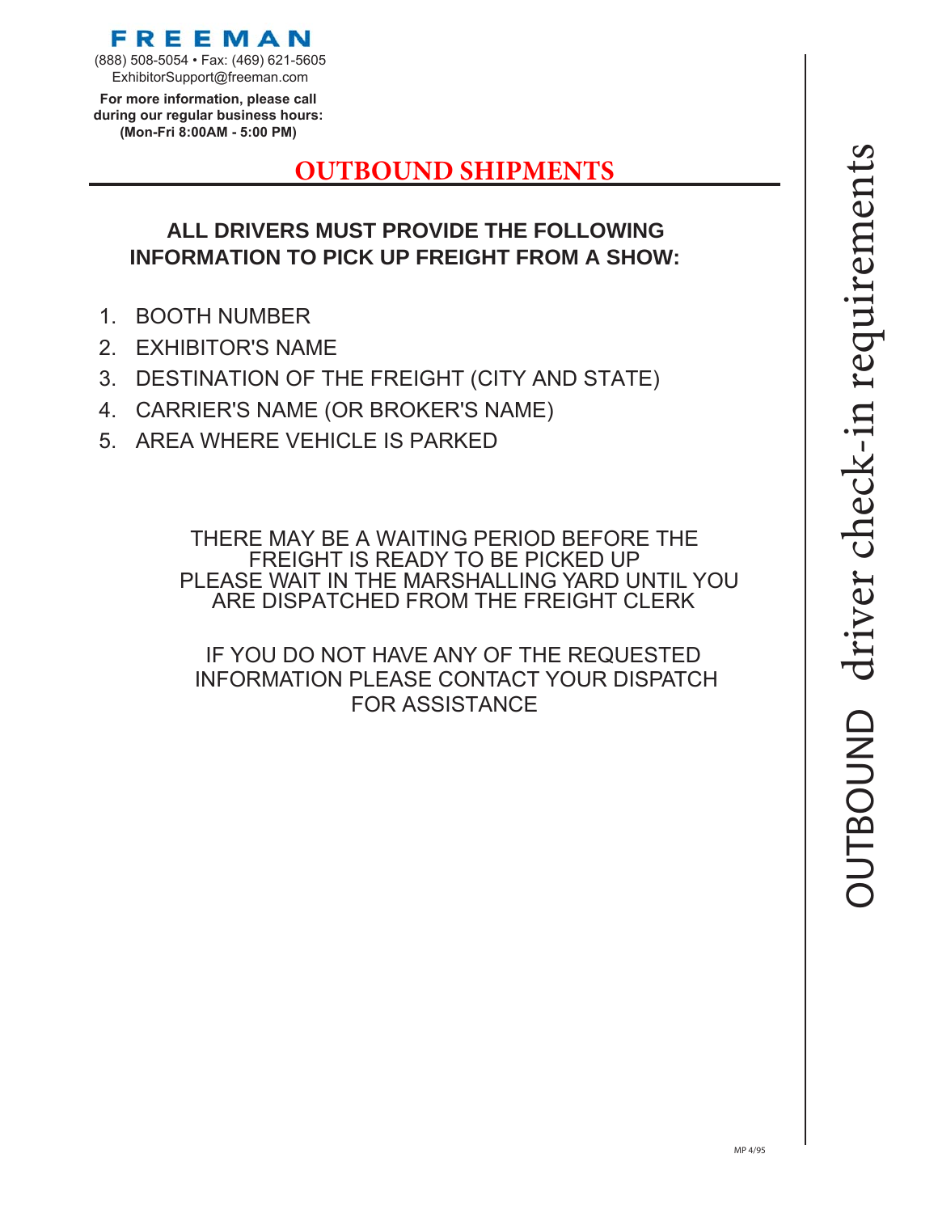**FREEMAN**

(888) 508-5054 • Fax: (469) 621-5605
ExhibitorSupport@freeman.com

**For more information, please call during our regular business hours: (Mon-Fri 8:00AM - 5:00 PM)**

# OUTBOUND SHIPMENTS

## ALL DRIVERS MUST PROVIDE THE FOLLOWING INFORMATION TO PICK UP FREIGHT FROM A SHOW:

1. BOOTH NUMBER
2. EXHIBITOR'S NAME
3. DESTINATION OF THE FREIGHT (CITY AND STATE)
4. CARRIER'S NAME (OR BROKER'S NAME)
5. AREA WHERE VEHICLE IS PARKED

THERE MAY BE A WAITING PERIOD BEFORE THE FREIGHT IS READY TO BE PICKED UP
PLEASE WAIT IN THE MARSHALLING YARD UNTIL YOU ARE DISPATCHED FROM THE FREIGHT CLERK

IF YOU DO NOT HAVE ANY OF THE REQUESTED INFORMATION PLEASE CONTACT YOUR DISPATCH FOR ASSISTANCE

OUTBOUND driver check-in requirements

MP 4/95